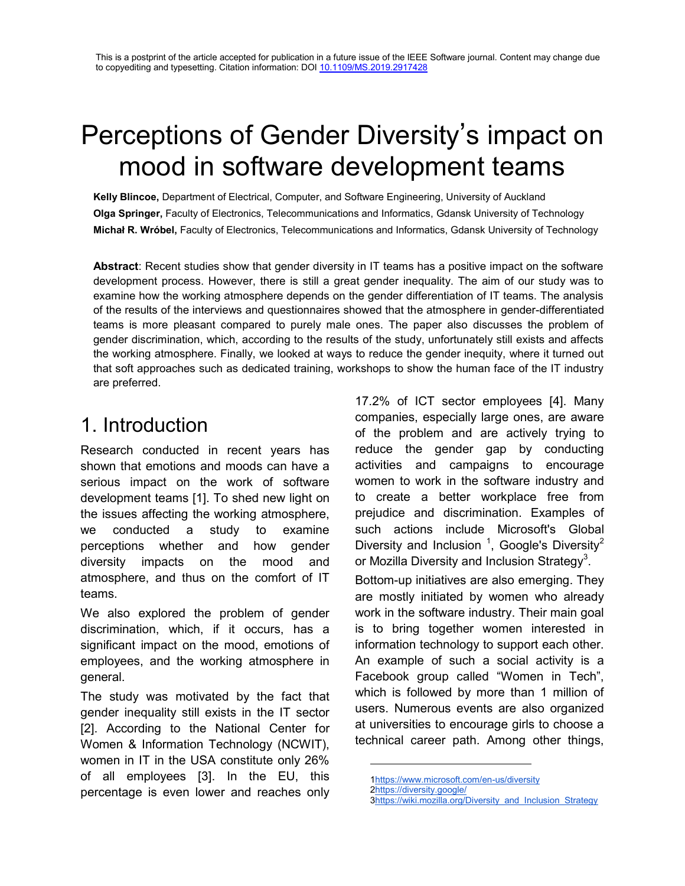This is a postprint of the article accepted for publication in a future issue of the IEEE Software journal. Content may change due to copyediting and typesetting. Citation information: DOI [10.1109/MS.2019.2917428](10.1109/MS.2019.2917428)

# Perceptions of Gender Diversity's impact on mood in software development teams

**Kelly Blincoe,** Department of Electrical, Computer, and Software Engineering, University of Auckland

**Olga Springer,** Faculty of Electronics, Telecommunications and Informatics, Gdansk University of Technology

**Michał R. Wróbel,** Faculty of Electronics, Telecommunications and Informatics, Gdansk University of Technology

**Abstract**: Recent studies show that gender diversity in IT teams has a positive impact on the software development process. However, there is still a great gender inequality. The aim of our study was to examine how the working atmosphere depends on the gender differentiation of IT teams. The analysis of the results of the interviews and questionnaires showed that the atmosphere in gender-differentiated teams is more pleasant compared to purely male ones. The paper also discusses the problem of gender discrimination, which, according to the results of the study, unfortunately still exists and affects the working atmosphere. Finally, we looked at ways to reduce the gender inequity, where it turned out that soft approaches such as dedicated training, workshops to show the human face of the IT industry are preferred.

## 1. Introduction

Research conducted in recent years has shown that emotions and moods can have a serious impact on the work of software development teams [1]. To shed new light on the issues affecting the working atmosphere, we conducted a study to examine perceptions whether and how gender diversity impacts on the mood and atmosphere, and thus on the comfort of IT teams.

We also explored the problem of gender discrimination, which, if it occurs, has a significant impact on the mood, emotions of employees, and the working atmosphere in general.

The study was motivated by the fact that gender inequality still exists in the IT sector [2]. According to the National Center for Women & Information Technology (NCWIT), women in IT in the USA constitute only 26% of all employees [3]. In the EU, this percentage is even lower and reaches only 17.2% of ICT sector employees [4]. Many companies, especially large ones, are aware of the problem and are actively trying to reduce the gender gap by conducting activities and campaigns to encourage women to work in the software industry and to create a better workplace free from prejudice and discrimination. Examples of such actions include Microsoft's Global Diversity and Inclusion [1], Google's Diversity[2] or Mozilla Diversity and Inclusion Strategy[3].

Bottom-up initiatives are also emerging. They are mostly initiated by women who already work in the software industry. Their main goal is to bring together women interested in information technology to support each other. An example of such a social activity is a Facebook group called "Women in Tech", which is followed by more than 1 million of users. Numerous events are also organized at universities to encourage girls to choose a technical career path. Among other things,

---

1 https://www.microsoft.com/en-us/diversity
2 https://diversity.google/
3 https://wiki.mozilla.org/Diversity_and_Inclusion_Strategy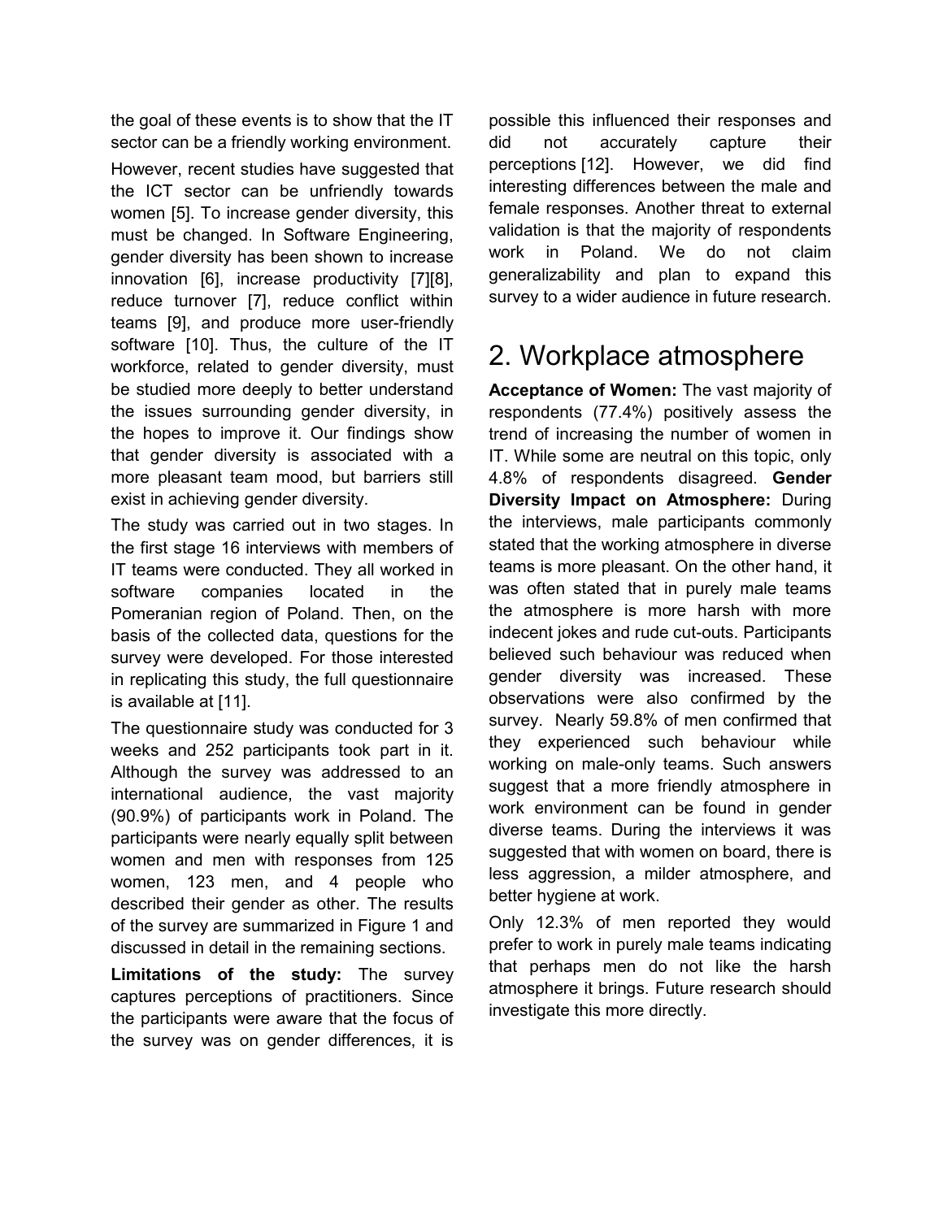the goal of these events is to show that the IT sector can be a friendly working environment.

However, recent studies have suggested that the ICT sector can be unfriendly towards women [5]. To increase gender diversity, this must be changed. In Software Engineering, gender diversity has been shown to increase innovation [6], increase productivity [7][8], reduce turnover [7], reduce conflict within teams [9], and produce more user-friendly software [10]. Thus, the culture of the IT workforce, related to gender diversity, must be studied more deeply to better understand the issues surrounding gender diversity, in the hopes to improve it. Our findings show that gender diversity is associated with a more pleasant team mood, but barriers still exist in achieving gender diversity.

The study was carried out in two stages. In the first stage 16 interviews with members of IT teams were conducted. They all worked in software companies located in the Pomeranian region of Poland. Then, on the basis of the collected data, questions for the survey were developed. For those interested in replicating this study, the full questionnaire is available at [11].

The questionnaire study was conducted for 3 weeks and 252 participants took part in it. Although the survey was addressed to an international audience, the vast majority (90.9%) of participants work in Poland. The participants were nearly equally split between women and men with responses from 125 women, 123 men, and 4 people who described their gender as other. The results of the survey are summarized in Figure 1 and discussed in detail in the remaining sections.

**Limitations of the study:** The survey captures perceptions of practitioners. Since the participants were aware that the focus of the survey was on gender differences, it is possible this influenced their responses and did not accurately capture their perceptions [12]. However, we did find interesting differences between the male and female responses. Another threat to external validation is that the majority of respondents work in Poland. We do not claim generalizability and plan to expand this survey to a wider audience in future research.

# 2. Workplace atmosphere

**Acceptance of Women:** The vast majority of respondents (77.4%) positively assess the trend of increasing the number of women in IT. While some are neutral on this topic, only 4.8% of respondents disagreed. **Gender Diversity Impact on Atmosphere:** During the interviews, male participants commonly stated that the working atmosphere in diverse teams is more pleasant. On the other hand, it was often stated that in purely male teams the atmosphere is more harsh with more indecent jokes and rude cut-outs. Participants believed such behaviour was reduced when gender diversity was increased. These observations were also confirmed by the survey. Nearly 59.8% of men confirmed that they experienced such behaviour while working on male-only teams. Such answers suggest that a more friendly atmosphere in work environment can be found in gender diverse teams. During the interviews it was suggested that with women on board, there is less aggression, a milder atmosphere, and better hygiene at work.

Only 12.3% of men reported they would prefer to work in purely male teams indicating that perhaps men do not like the harsh atmosphere it brings. Future research should investigate this more directly.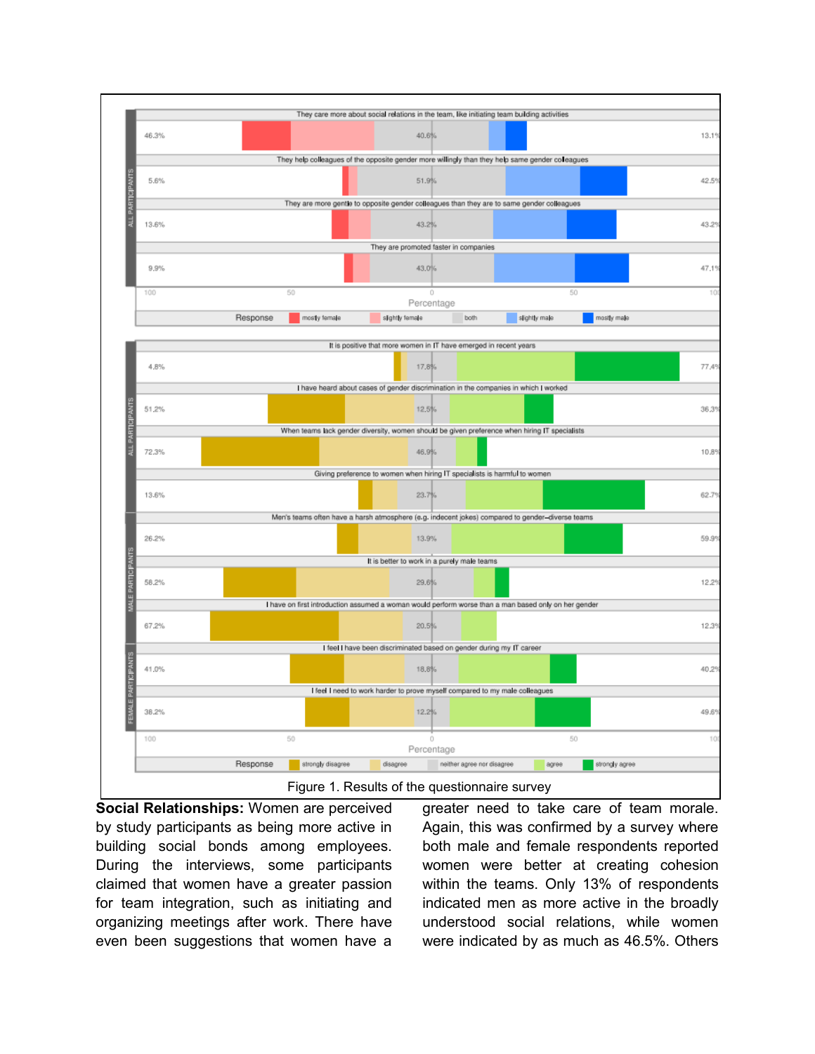| | Statement | Female / Disagree | Neutral / Both | Male / Agree |
|---|---|---|---|---|
| ALL PARTICIPANTS | They care more about social relations in the team, like initiating team building activities | 46.3% | 40.6% | 13.1% |
| ALL PARTICIPANTS | They help colleagues of the opposite gender more willingly than they help same gender colleagues | 5.6% | 51.9% | 42.5% |
| ALL PARTICIPANTS | They are more gentle to opposite gender colleagues than they are to same gender colleagues | 13.6% | 43.2% | 43.2% |
| ALL PARTICIPANTS | They are promoted faster in companies | 9.9% | 43.0% | 47.1% |

Response: mostly female, slightly female, both, slightly male, mostly male

| | Statement | Disagree | Neither agree nor disagree | Agree |
|---|---|---|---|---|
| ALL PARTICIPANTS | It is positive that more women in IT have emerged in recent years | 4.8% | 17.8% | 77.4% |
| ALL PARTICIPANTS | I have heard about cases of gender discrimination in the companies in which I worked | 51.2% | 12.5% | 36.3% |
| ALL PARTICIPANTS | When teams lack gender diversity, women should be given preference when hiring IT specialists | 72.3% | 46.9% | 10.8% |
| ALL PARTICIPANTS | Giving preference to women when hiring IT specialists is harmful to women | 13.6% | 23.7% | 62.7% |
| MALE PARTICIPANTS | Men's teams often have a harsh atmosphere (e.g. indecent jokes) compared to gender–diverse teams | 26.2% | 13.9% | 59.9% |
| MALE PARTICIPANTS | It is better to work in a purely male teams | 58.2% | 29.6% | 12.2% |
| MALE PARTICIPANTS | I have on first introduction assumed a woman would perform worse than a man based only on her gender | 67.2% | 20.5% | 12.3% |
| FEMALE PARTICIPANTS | I feel I have been discriminated based on gender during my IT career | 41.0% | 18.8% | 40.2% |
| FEMALE PARTICIPANTS | I feel I need to work harder to prove myself compared to my male colleagues | 38.2% | 12.2% | 49.6% |

Response: strongly disagree, disagree, neither agree nor disagree, agree, strongly agree

Figure 1. Results of the questionnaire survey

**Social Relationships:** Women are perceived by study participants as being more active in building social bonds among employees. During the interviews, some participants claimed that women have a greater passion for team integration, such as initiating and organizing meetings after work. There have even been suggestions that women have a greater need to take care of team morale. Again, this was confirmed by a survey where both male and female respondents reported women were better at creating cohesion within the teams. Only 13% of respondents indicated men as more active in the broadly understood social relations, while women were indicated by as much as 46.5%. Others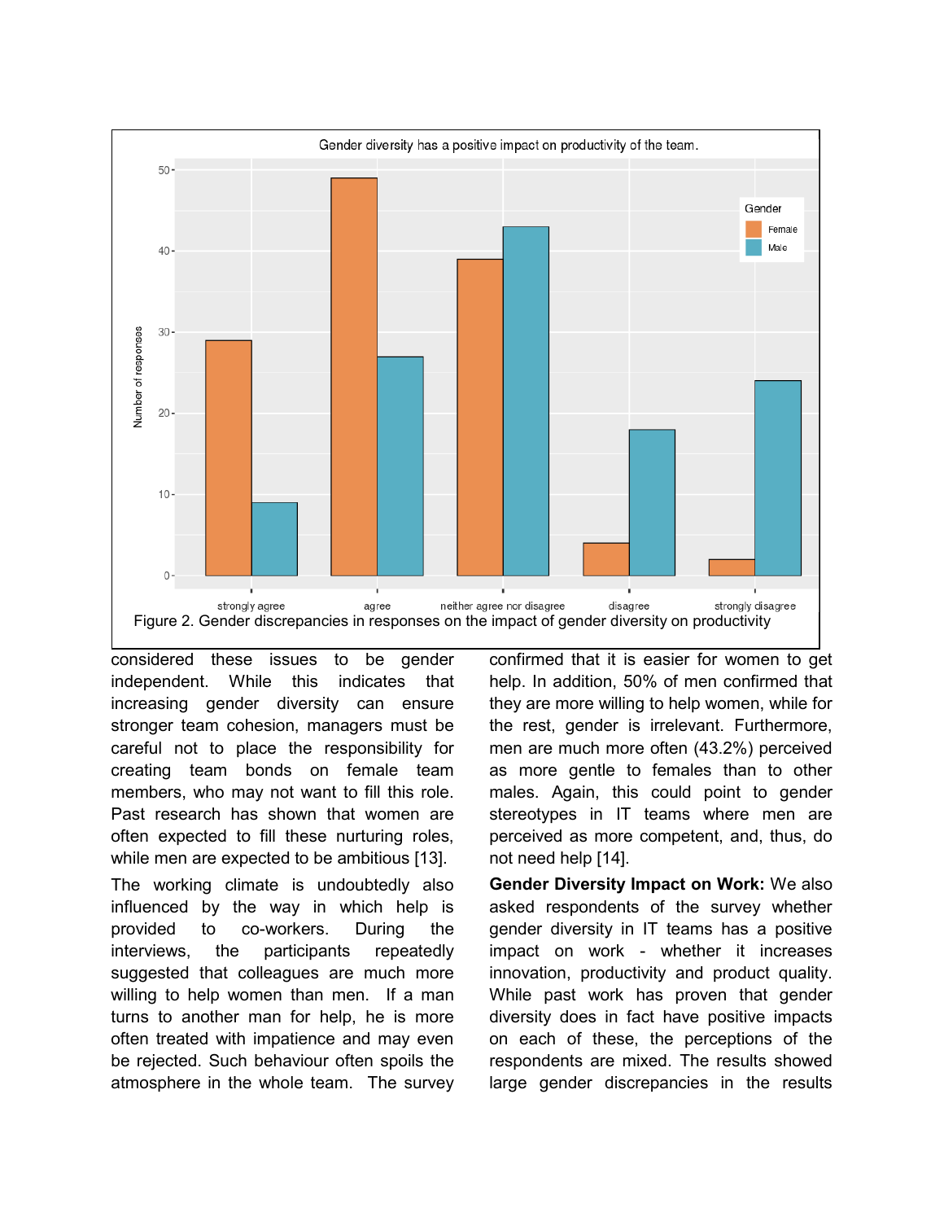Figure 2. Gender discrepancies in responses on the impact of gender diversity on productivity

considered these issues to be gender independent. While this indicates that increasing gender diversity can ensure stronger team cohesion, managers must be careful not to place the responsibility for creating team bonds on female team members, who may not want to fill this role. Past research has shown that women are often expected to fill these nurturing roles, while men are expected to be ambitious [13].

The working climate is undoubtedly also influenced by the way in which help is provided to co-workers. During the interviews, the participants repeatedly suggested that colleagues are much more willing to help women than men. If a man turns to another man for help, he is more often treated with impatience and may even be rejected. Such behaviour often spoils the atmosphere in the whole team. The survey confirmed that it is easier for women to get help. In addition, 50% of men confirmed that they are more willing to help women, while for the rest, gender is irrelevant. Furthermore, men are much more often (43.2%) perceived as more gentle to females than to other males. Again, this could point to gender stereotypes in IT teams where men are perceived as more competent, and, thus, do not need help [14].

**Gender Diversity Impact on Work:** We also asked respondents of the survey whether gender diversity in IT teams has a positive impact on work - whether it increases innovation, productivity and product quality. While past work has proven that gender diversity does in fact have positive impacts on each of these, the perceptions of the respondents are mixed. The results showed large gender discrepancies in the results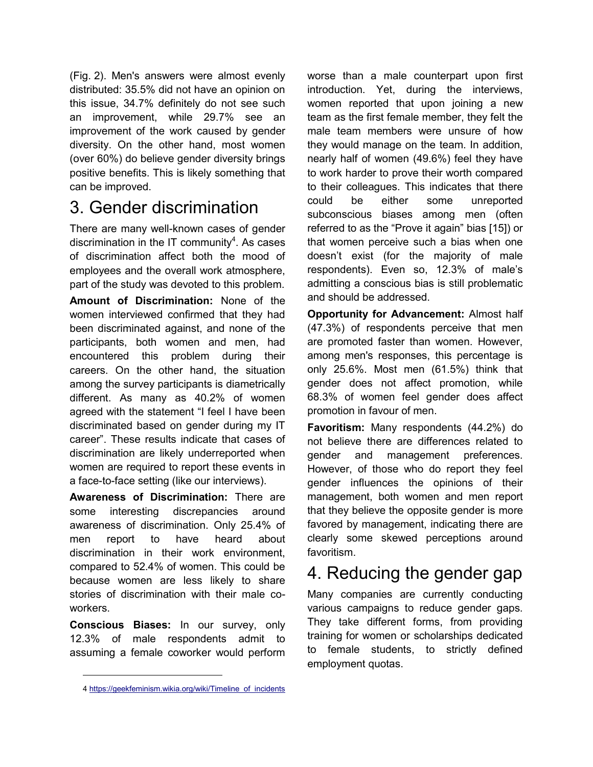(Fig. 2). Men's answers were almost evenly distributed: 35.5% did not have an opinion on this issue, 34.7% definitely do not see such an improvement, while 29.7% see an improvement of the work caused by gender diversity. On the other hand, most women (over 60%) do believe gender diversity brings positive benefits. This is likely something that can be improved.

# 3. Gender discrimination

There are many well-known cases of gender discrimination in the IT community[4]. As cases of discrimination affect both the mood of employees and the overall work atmosphere, part of the study was devoted to this problem.

**Amount of Discrimination:** None of the women interviewed confirmed that they had been discriminated against, and none of the participants, both women and men, had encountered this problem during their careers. On the other hand, the situation among the survey participants is diametrically different. As many as 40.2% of women agreed with the statement "I feel I have been discriminated based on gender during my IT career". These results indicate that cases of discrimination are likely underreported when women are required to report these events in a face-to-face setting (like our interviews).

**Awareness of Discrimination:** There are some interesting discrepancies around awareness of discrimination. Only 25.4% of men report to have heard about discrimination in their work environment, compared to 52.4% of women. This could be because women are less likely to share stories of discrimination with their male co-workers.

**Conscious Biases:** In our survey, only 12.3% of male respondents admit to assuming a female coworker would perform worse than a male counterpart upon first introduction. Yet, during the interviews, women reported that upon joining a new team as the first female member, they felt the male team members were unsure of how they would manage on the team. In addition, nearly half of women (49.6%) feel they have to work harder to prove their worth compared to their colleagues. This indicates that there could be either some unreported subconscious biases among men (often referred to as the "Prove it again" bias [15]) or that women perceive such a bias when one doesn't exist (for the majority of male respondents). Even so, 12.3% of male's admitting a conscious bias is still problematic and should be addressed.

**Opportunity for Advancement:** Almost half (47.3%) of respondents perceive that men are promoted faster than women. However, among men's responses, this percentage is only 25.6%. Most men (61.5%) think that gender does not affect promotion, while 68.3% of women feel gender does affect promotion in favour of men.

**Favoritism:** Many respondents (44.2%) do not believe there are differences related to gender and management preferences. However, of those who do report they feel gender influences the opinions of their management, both women and men report that they believe the opposite gender is more favored by management, indicating there are clearly some skewed perceptions around favoritism.

# 4. Reducing the gender gap

Many companies are currently conducting various campaigns to reduce gender gaps. They take different forms, from providing training for women or scholarships dedicated to female students, to strictly defined employment quotas.

4 https://geekfeminism.wikia.org/wiki/Timeline_of_incidents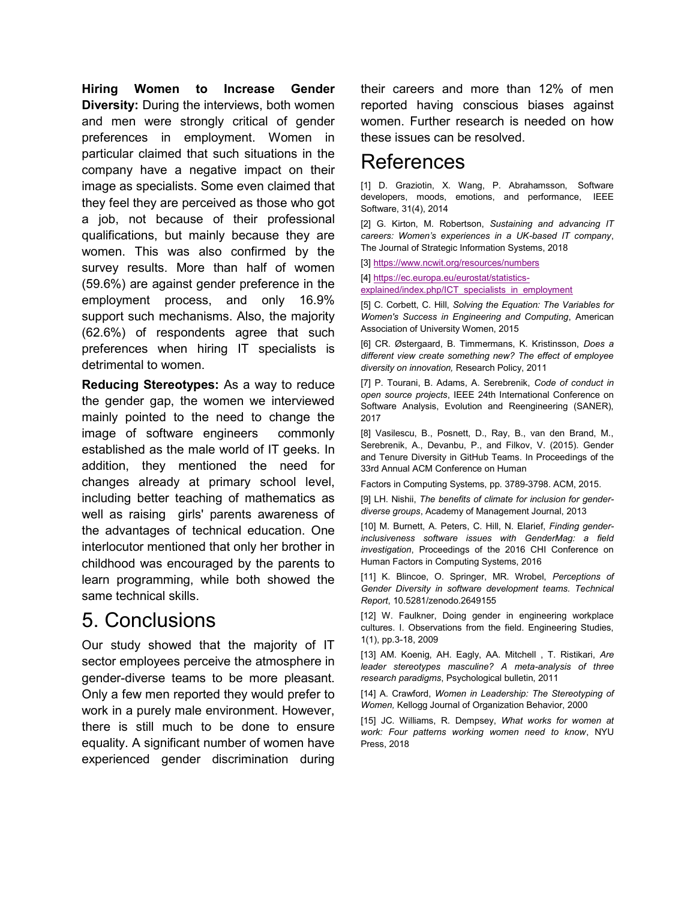**Hiring Women to Increase Gender Diversity:** During the interviews, both women and men were strongly critical of gender preferences in employment. Women in particular claimed that such situations in the company have a negative impact on their image as specialists. Some even claimed that they feel they are perceived as those who got a job, not because of their professional qualifications, but mainly because they are women. This was also confirmed by the survey results. More than half of women (59.6%) are against gender preference in the employment process, and only 16.9% support such mechanisms. Also, the majority (62.6%) of respondents agree that such preferences when hiring IT specialists is detrimental to women.

**Reducing Stereotypes:** As a way to reduce the gender gap, the women we interviewed mainly pointed to the need to change the image of software engineers commonly established as the male world of IT geeks. In addition, they mentioned the need for changes already at primary school level, including better teaching of mathematics as well as raising girls' parents awareness of the advantages of technical education. One interlocutor mentioned that only her brother in childhood was encouraged by the parents to learn programming, while both showed the same technical skills.

# 5. Conclusions

Our study showed that the majority of IT sector employees perceive the atmosphere in gender-diverse teams to be more pleasant. Only a few men reported they would prefer to work in a purely male environment. However, there is still much to be done to ensure equality. A significant number of women have experienced gender discrimination during their careers and more than 12% of men reported having conscious biases against women. Further research is needed on how these issues can be resolved.

# References

[1] D. Graziotin, X. Wang, P. Abrahamsson, Software developers, moods, emotions, and performance, IEEE Software, 31(4), 2014

[2] G. Kirton, M. Robertson, *Sustaining and advancing IT careers: Women's experiences in a UK-based IT company*, The Journal of Strategic Information Systems, 2018

[3] https://www.ncwit.org/resources/numbers

[4] https://ec.europa.eu/eurostat/statistics-explained/index.php/ICT_specialists_in_employment

[5] C. Corbett, C. Hill, *Solving the Equation: The Variables for Women's Success in Engineering and Computing*, American Association of University Women, 2015

[6] CR. Østergaard, B. Timmermans, K. Kristinsson, *Does a different view create something new? The effect of employee diversity on innovation,* Research Policy, 2011

[7] P. Tourani, B. Adams, A. Serebrenik, *Code of conduct in open source projects*, IEEE 24th International Conference on Software Analysis, Evolution and Reengineering (SANER), 2017

[8] Vasilescu, B., Posnett, D., Ray, B., van den Brand, M., Serebrenik, A., Devanbu, P., and Filkov, V. (2015). Gender and Tenure Diversity in GitHub Teams. In Proceedings of the 33rd Annual ACM Conference on Human

Factors in Computing Systems, pp. 3789-3798. ACM, 2015.

[9] LH. Nishii, *The benefits of climate for inclusion for gender-diverse groups*, Academy of Management Journal, 2013

[10] M. Burnett, A. Peters, C. Hill, N. Elarief, *Finding gender-inclusiveness software issues with GenderMag: a field investigation*, Proceedings of the 2016 CHI Conference on Human Factors in Computing Systems, 2016

[11] K. Blincoe, O. Springer, MR. Wrobel, *Perceptions of Gender Diversity in software development teams. Technical Report*, 10.5281/zenodo.2649155

[12] W. Faulkner, Doing gender in engineering workplace cultures. I. Observations from the field. Engineering Studies, 1(1), pp.3-18, 2009

[13] AM. Koenig, AH. Eagly, AA. Mitchell , T. Ristikari, *Are leader stereotypes masculine? A meta-analysis of three research paradigms*, Psychological bulletin, 2011

[14] A. Crawford, *Women in Leadership: The Stereotyping of Women,* Kellogg Journal of Organization Behavior, 2000

[15] JC. Williams, R. Dempsey, *What works for women at work: Four patterns working women need to know*, NYU Press, 2018